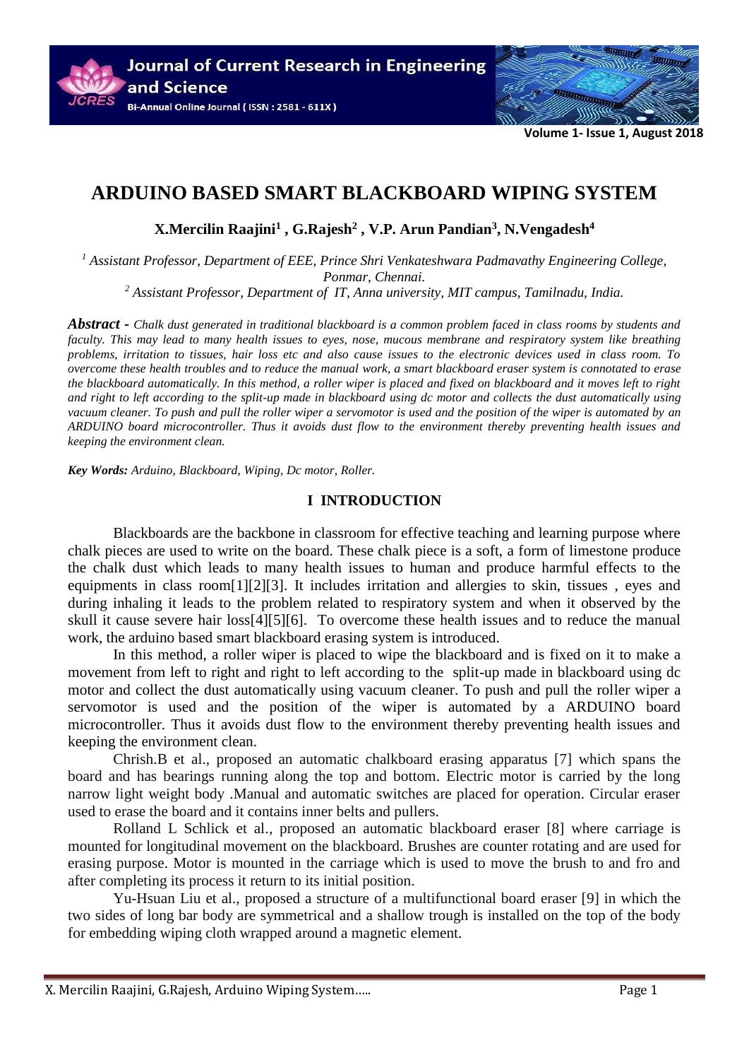# ARDUINO BASED SMART BLACKBOARD WIPING SYSTEM

**X.Mercilin Raajini[1] , G.Rajesh[2] , V.P. Arun Pandian[3], N.Vengadesh[4]**

*[1] Assistant Professor, Department of EEE, Prince Shri Venkateshwara Padmavathy Engineering College, Ponmar, Chennai.*
*[2] Assistant Professor, Department of IT, Anna university, MIT campus, Tamilnadu, India.*

***Abstract -*** *Chalk dust generated in traditional blackboard is a common problem faced in class rooms by students and faculty. This may lead to many health issues to eyes, nose, mucous membrane and respiratory system like breathing problems, irritation to tissues, hair loss etc and also cause issues to the electronic devices used in class room. To overcome these health troubles and to reduce the manual work, a smart blackboard eraser system is connotated to erase the blackboard automatically. In this method, a roller wiper is placed and fixed on blackboard and it moves left to right and right to left according to the split-up made in blackboard using dc motor and collects the dust automatically using vacuum cleaner. To push and pull the roller wiper a servomotor is used and the position of the wiper is automated by an ARDUINO board microcontroller. Thus it avoids dust flow to the environment thereby preventing health issues and keeping the environment clean.*

***Key Words:*** *Arduino, Blackboard, Wiping, Dc motor, Roller.*

## I INTRODUCTION

Blackboards are the backbone in classroom for effective teaching and learning purpose where chalk pieces are used to write on the board. These chalk piece is a soft, a form of limestone produce the chalk dust which leads to many health issues to human and produce harmful effects to the equipments in class room[1][2][3]. It includes irritation and allergies to skin, tissues , eyes and during inhaling it leads to the problem related to respiratory system and when it observed by the skull it cause severe hair loss[4][5][6]. To overcome these health issues and to reduce the manual work, the arduino based smart blackboard erasing system is introduced.

In this method, a roller wiper is placed to wipe the blackboard and is fixed on it to make a movement from left to right and right to left according to the split-up made in blackboard using dc motor and collect the dust automatically using vacuum cleaner. To push and pull the roller wiper a servomotor is used and the position of the wiper is automated by a ARDUINO board microcontroller. Thus it avoids dust flow to the environment thereby preventing health issues and keeping the environment clean.

Chrish.B et al., proposed an automatic chalkboard erasing apparatus [7] which spans the board and has bearings running along the top and bottom. Electric motor is carried by the long narrow light weight body .Manual and automatic switches are placed for operation. Circular eraser used to erase the board and it contains inner belts and pullers.

Rolland L Schlick et al., proposed an automatic blackboard eraser [8] where carriage is mounted for longitudinal movement on the blackboard. Brushes are counter rotating and are used for erasing purpose. Motor is mounted in the carriage which is used to move the brush to and fro and after completing its process it return to its initial position.

Yu-Hsuan Liu et al., proposed a structure of a multifunctional board eraser [9] in which the two sides of long bar body are symmetrical and a shallow trough is installed on the top of the body for embedding wiping cloth wrapped around a magnetic element.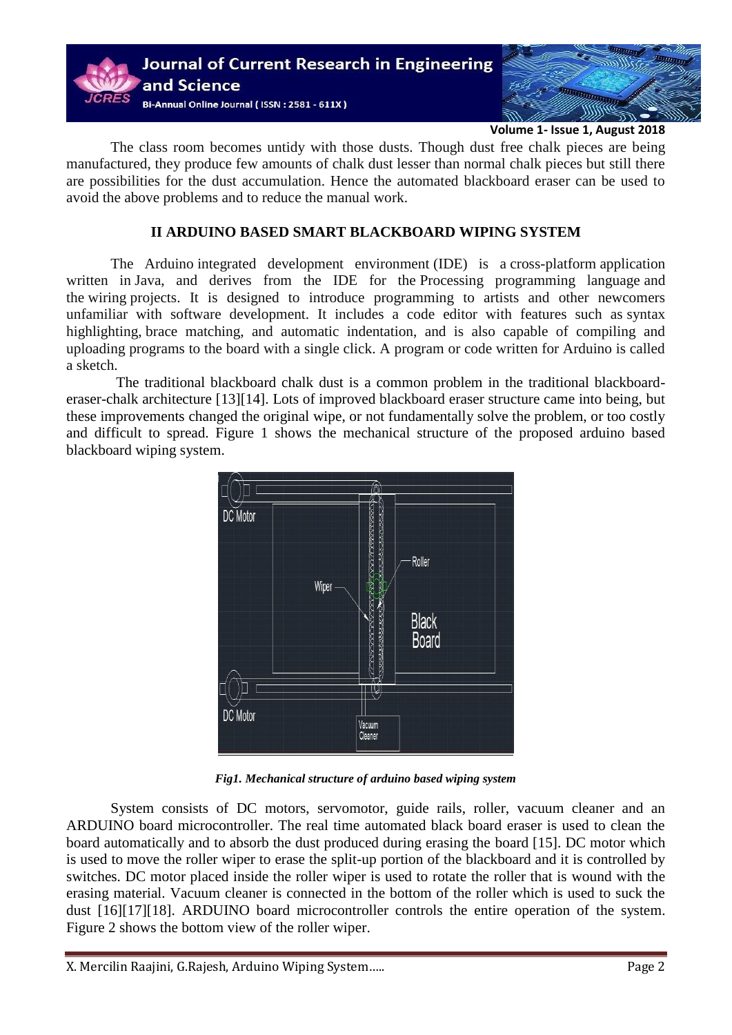The class room becomes untidy with those dusts. Though dust free chalk pieces are being manufactured, they produce few amounts of chalk dust lesser than normal chalk pieces but still there are possibilities for the dust accumulation. Hence the automated blackboard eraser can be used to avoid the above problems and to reduce the manual work.

## II ARDUINO BASED SMART BLACKBOARD WIPING SYSTEM

The Arduino integrated development environment (IDE) is a cross-platform application written in Java, and derives from the IDE for the Processing programming language and the wiring projects. It is designed to introduce programming to artists and other newcomers unfamiliar with software development. It includes a code editor with features such as syntax highlighting, brace matching, and automatic indentation, and is also capable of compiling and uploading programs to the board with a single click. A program or code written for Arduino is called a sketch.

The traditional blackboard chalk dust is a common problem in the traditional blackboard-eraser-chalk architecture [13][14]. Lots of improved blackboard eraser structure came into being, but these improvements changed the original wipe, or not fundamentally solve the problem, or too costly and difficult to spread. Figure 1 shows the mechanical structure of the proposed arduino based blackboard wiping system.

*Fig1. Mechanical structure of arduino based wiping system*

System consists of DC motors, servomotor, guide rails, roller, vacuum cleaner and an ARDUINO board microcontroller. The real time automated black board eraser is used to clean the board automatically and to absorb the dust produced during erasing the board [15]. DC motor which is used to move the roller wiper to erase the split-up portion of the blackboard and it is controlled by switches. DC motor placed inside the roller wiper is used to rotate the roller that is wound with the erasing material. Vacuum cleaner is connected in the bottom of the roller which is used to suck the dust [16][17][18]. ARDUINO board microcontroller controls the entire operation of the system. Figure 2 shows the bottom view of the roller wiper.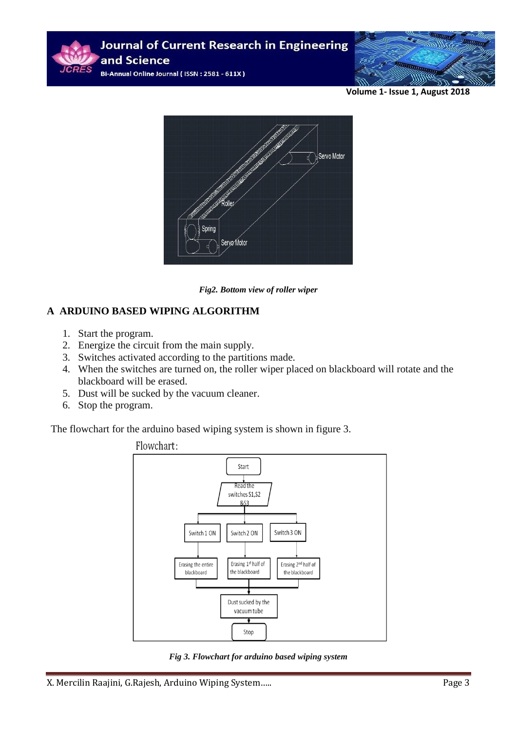*Fig2. Bottom view of roller wiper*

## A ARDUINO BASED WIPING ALGORITHM

1. Start the program.
2. Energize the circuit from the main supply.
3. Switches activated according to the partitions made.
4. When the switches are turned on, the roller wiper placed on blackboard will rotate and the blackboard will be erased.
5. Dust will be sucked by the vacuum cleaner.
6. Stop the program.

The flowchart for the arduino based wiping system is shown in figure 3.

*Fig 3. Flowchart for arduino based wiping system*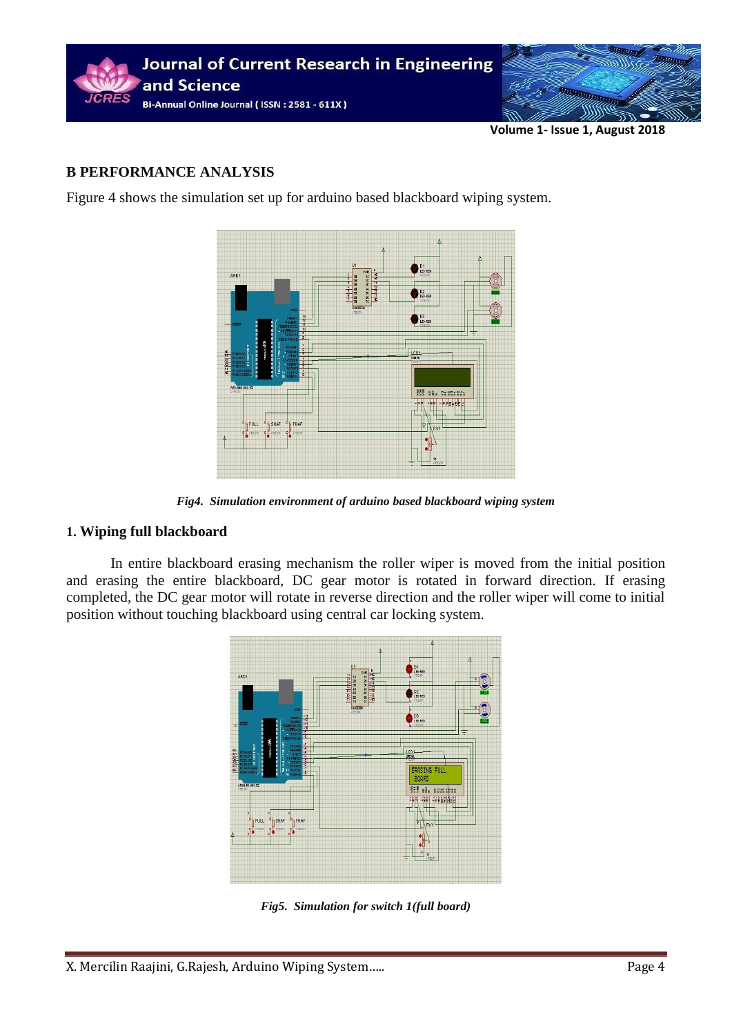## B PERFORMANCE ANALYSIS

Figure 4 shows the simulation set up for arduino based blackboard wiping system.

*Fig4. Simulation environment of arduino based blackboard wiping system*

### 1. Wiping full blackboard

In entire blackboard erasing mechanism the roller wiper is moved from the initial position and erasing the entire blackboard, DC gear motor is rotated in forward direction. If erasing completed, the DC gear motor will rotate in reverse direction and the roller wiper will come to initial position without touching blackboard using central car locking system.

*Fig5. Simulation for switch 1(full board)*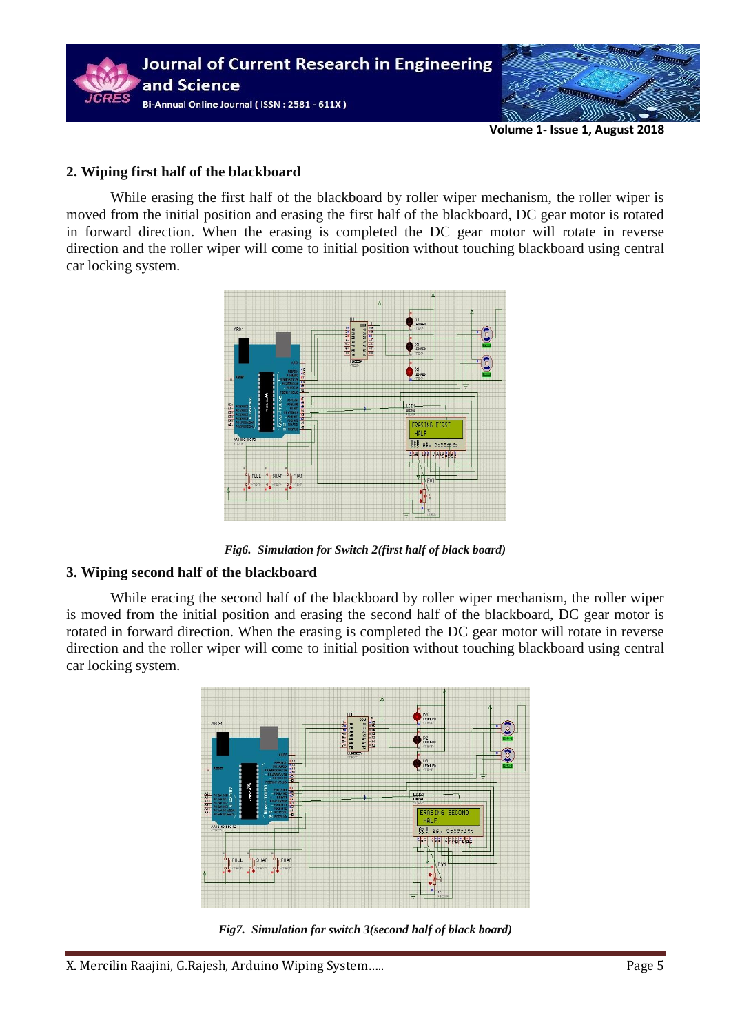## 2. Wiping first half of the blackboard

While erasing the first half of the blackboard by roller wiper mechanism, the roller wiper is moved from the initial position and erasing the first half of the blackboard, DC gear motor is rotated in forward direction. When the erasing is completed the DC gear motor will rotate in reverse direction and the roller wiper will come to initial position without touching blackboard using central car locking system.

*Fig6. Simulation for Switch 2(first half of black board)*

## 3. Wiping second half of the blackboard

While eracing the second half of the blackboard by roller wiper mechanism, the roller wiper is moved from the initial position and erasing the second half of the blackboard, DC gear motor is rotated in forward direction. When the erasing is completed the DC gear motor will rotate in reverse direction and the roller wiper will come to initial position without touching blackboard using central car locking system.

*Fig7. Simulation for switch 3(second half of black board)*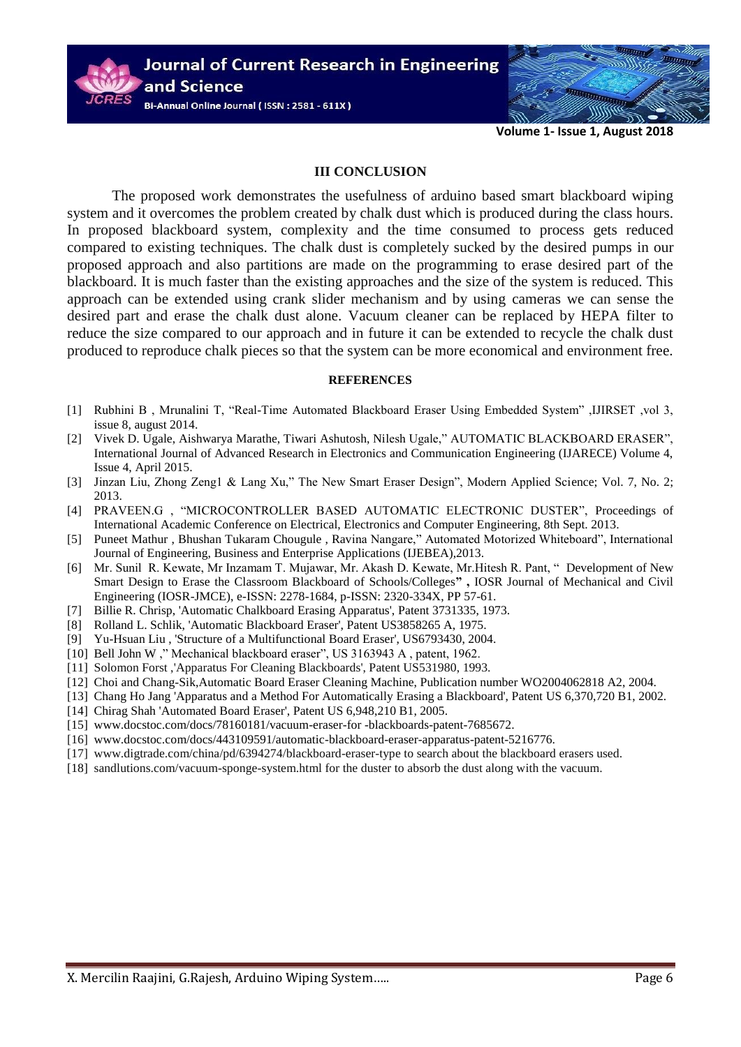## III CONCLUSION

The proposed work demonstrates the usefulness of arduino based smart blackboard wiping system and it overcomes the problem created by chalk dust which is produced during the class hours. In proposed blackboard system, complexity and the time consumed to process gets reduced compared to existing techniques. The chalk dust is completely sucked by the desired pumps in our proposed approach and also partitions are made on the programming to erase desired part of the blackboard. It is much faster than the existing approaches and the size of the system is reduced. This approach can be extended using crank slider mechanism and by using cameras we can sense the desired part and erase the chalk dust alone. Vacuum cleaner can be replaced by HEPA filter to reduce the size compared to our approach and in future it can be extended to recycle the chalk dust produced to reproduce chalk pieces so that the system can be more economical and environment free.

## REFERENCES

[1] Rubhini B , Mrunalini T, "Real-Time Automated Blackboard Eraser Using Embedded System" ,IJIRSET ,vol 3, issue 8, august 2014.

[2] Vivek D. Ugale, Aishwarya Marathe, Tiwari Ashutosh, Nilesh Ugale," AUTOMATIC BLACKBOARD ERASER", International Journal of Advanced Research in Electronics and Communication Engineering (IJARECE) Volume 4, Issue 4, April 2015.

[3] Jinzan Liu, Zhong Zeng1 & Lang Xu," The New Smart Eraser Design", Modern Applied Science; Vol. 7, No. 2; 2013.

[4] PRAVEEN.G , "MICROCONTROLLER BASED AUTOMATIC ELECTRONIC DUSTER", Proceedings of International Academic Conference on Electrical, Electronics and Computer Engineering, 8th Sept. 2013.

[5] Puneet Mathur , Bhushan Tukaram Chougule , Ravina Nangare," Automated Motorized Whiteboard", International Journal of Engineering, Business and Enterprise Applications (IJEBEA),2013.

[6] Mr. Sunil R. Kewate, Mr Inzamam T. Mujawar, Mr. Akash D. Kewate, Mr.Hitesh R. Pant, " Development of New Smart Design to Erase the Classroom Blackboard of Schools/Colleges" , IOSR Journal of Mechanical and Civil Engineering (IOSR-JMCE), e-ISSN: 2278-1684, p-ISSN: 2320-334X, PP 57-61.

[7] Billie R. Chrisp, 'Automatic Chalkboard Erasing Apparatus', Patent 3731335, 1973.

[8] Rolland L. Schlik, 'Automatic Blackboard Eraser', Patent US3858265 A, 1975.

[9] Yu-Hsuan Liu , 'Structure of a Multifunctional Board Eraser', US6793430, 2004.

[10] Bell John W ," Mechanical blackboard eraser", US 3163943 A , patent, 1962.

[11] Solomon Forst ,'Apparatus For Cleaning Blackboards', Patent US531980, 1993.

[12] Choi and Chang-Sik,Automatic Board Eraser Cleaning Machine, Publication number WO2004062818 A2, 2004.

[13] Chang Ho Jang 'Apparatus and a Method For Automatically Erasing a Blackboard', Patent US 6,370,720 B1, 2002.

[14] Chirag Shah 'Automated Board Eraser', Patent US 6,948,210 B1, 2005.

[15] www.docstoc.com/docs/78160181/vacuum-eraser-for -blackboards-patent-7685672.

[16] www.docstoc.com/docs/443109591/automatic-blackboard-eraser-apparatus-patent-5216776.

[17] www.digtrade.com/china/pd/6394274/blackboard-eraser-type to search about the blackboard erasers used.

[18] sandlutions.com/vacuum-sponge-system.html for the duster to absorb the dust along with the vacuum.